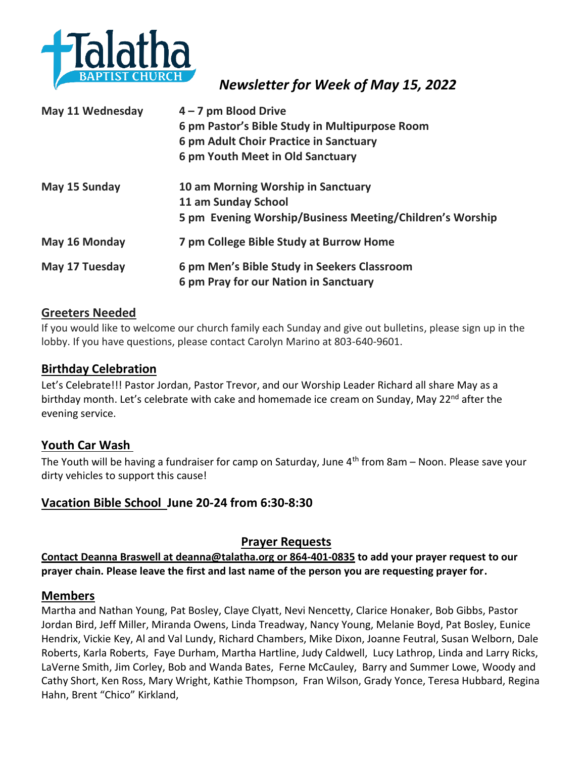Talatha BAPTIST CHURCH

# *Newsletter for Week of May 15, 2022*

| | |
|---|---|
| **May 11 Wednesday** | **4 – 7 pm Blood Drive**<br>**6 pm Pastor's Bible Study in Multipurpose Room**<br>**6 pm Adult Choir Practice in Sanctuary**<br>**6 pm Youth Meet in Old Sanctuary** |
| **May 15 Sunday** | **10 am Morning Worship in Sanctuary**<br>**11 am Sunday School**<br>**5 pm Evening Worship/Business Meeting/Children's Worship** |
| **May 16 Monday** | **7 pm College Bible Study at Burrow Home** |
| **May 17 Tuesday** | **6 pm Men's Bible Study in Seekers Classroom**<br>**6 pm Pray for our Nation in Sanctuary** |

## Greeters Needed

If you would like to welcome our church family each Sunday and give out bulletins, please sign up in the lobby. If you have questions, please contact Carolyn Marino at 803-640-9601.

## Birthday Celebration

Let's Celebrate!!! Pastor Jordan, Pastor Trevor, and our Worship Leader Richard all share May as a birthday month. Let's celebrate with cake and homemade ice cream on Sunday, May 22nd after the evening service.

## Youth Car Wash

The Youth will be having a fundraiser for camp on Saturday, June 4th from 8am – Noon. Please save your dirty vehicles to support this cause!

## Vacation Bible School June 20-24 from 6:30-8:30

## Prayer Requests

**Contact Deanna Braswell at deanna@talatha.org or 864-401-0835 to add your prayer request to our prayer chain. Please leave the first and last name of the person you are requesting prayer for.**

## Members

Martha and Nathan Young, Pat Bosley, Claye Clyatt, Nevi Nencetty, Clarice Honaker, Bob Gibbs, Pastor Jordan Bird, Jeff Miller, Miranda Owens, Linda Treadway, Nancy Young, Melanie Boyd, Pat Bosley, Eunice Hendrix, Vickie Key, Al and Val Lundy, Richard Chambers, Mike Dixon, Joanne Feutral, Susan Welborn, Dale Roberts, Karla Roberts, Faye Durham, Martha Hartline, Judy Caldwell, Lucy Lathrop, Linda and Larry Ricks, LaVerne Smith, Jim Corley, Bob and Wanda Bates, Ferne McCauley, Barry and Summer Lowe, Woody and Cathy Short, Ken Ross, Mary Wright, Kathie Thompson, Fran Wilson, Grady Yonce, Teresa Hubbard, Regina Hahn, Brent "Chico" Kirkland,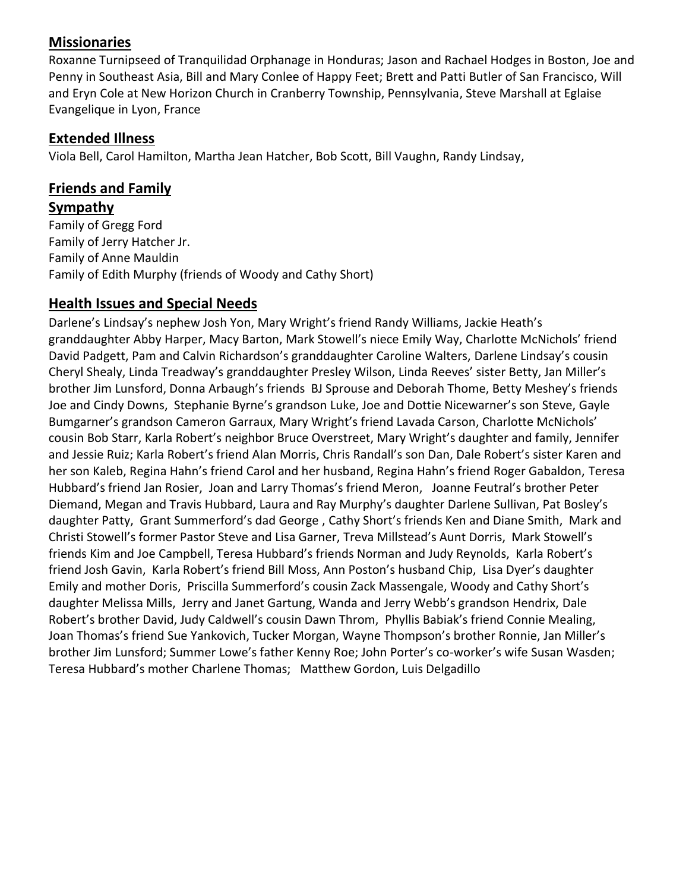## Missionaries

Roxanne Turnipseed of Tranquilidad Orphanage in Honduras; Jason and Rachael Hodges in Boston, Joe and Penny in Southeast Asia, Bill and Mary Conlee of Happy Feet; Brett and Patti Butler of San Francisco, Will and Eryn Cole at New Horizon Church in Cranberry Township, Pennsylvania, Steve Marshall at Eglaise Evangelique in Lyon, France

## Extended Illness

Viola Bell, Carol Hamilton, Martha Jean Hatcher, Bob Scott, Bill Vaughn, Randy Lindsay,

## Friends and Family

## Sympathy

Family of Gregg Ford
Family of Jerry Hatcher Jr.
Family of Anne Mauldin
Family of Edith Murphy (friends of Woody and Cathy Short)

## Health Issues and Special Needs

Darlene's Lindsay's nephew Josh Yon, Mary Wright's friend Randy Williams, Jackie Heath's granddaughter Abby Harper, Macy Barton, Mark Stowell's niece Emily Way, Charlotte McNichols' friend David Padgett, Pam and Calvin Richardson's granddaughter Caroline Walters, Darlene Lindsay's cousin Cheryl Shealy, Linda Treadway's granddaughter Presley Wilson, Linda Reeves' sister Betty, Jan Miller's brother Jim Lunsford, Donna Arbaugh's friends BJ Sprouse and Deborah Thome, Betty Meshey's friends Joe and Cindy Downs, Stephanie Byrne's grandson Luke, Joe and Dottie Nicewarner's son Steve, Gayle Bumgarner's grandson Cameron Garraux, Mary Wright's friend Lavada Carson, Charlotte McNichols' cousin Bob Starr, Karla Robert's neighbor Bruce Overstreet, Mary Wright's daughter and family, Jennifer and Jessie Ruiz; Karla Robert's friend Alan Morris, Chris Randall's son Dan, Dale Robert's sister Karen and her son Kaleb, Regina Hahn's friend Carol and her husband, Regina Hahn's friend Roger Gabaldon, Teresa Hubbard's friend Jan Rosier, Joan and Larry Thomas's friend Meron, Joanne Feutral's brother Peter Diemand, Megan and Travis Hubbard, Laura and Ray Murphy's daughter Darlene Sullivan, Pat Bosley's daughter Patty, Grant Summerford's dad George , Cathy Short's friends Ken and Diane Smith, Mark and Christi Stowell's former Pastor Steve and Lisa Garner, Treva Millstead's Aunt Dorris, Mark Stowell's friends Kim and Joe Campbell, Teresa Hubbard's friends Norman and Judy Reynolds, Karla Robert's friend Josh Gavin, Karla Robert's friend Bill Moss, Ann Poston's husband Chip, Lisa Dyer's daughter Emily and mother Doris, Priscilla Summerford's cousin Zack Massengale, Woody and Cathy Short's daughter Melissa Mills, Jerry and Janet Gartung, Wanda and Jerry Webb's grandson Hendrix, Dale Robert's brother David, Judy Caldwell's cousin Dawn Throm, Phyllis Babiak's friend Connie Mealing, Joan Thomas's friend Sue Yankovich, Tucker Morgan, Wayne Thompson's brother Ronnie, Jan Miller's brother Jim Lunsford; Summer Lowe's father Kenny Roe; John Porter's co-worker's wife Susan Wasden; Teresa Hubbard's mother Charlene Thomas; Matthew Gordon, Luis Delgadillo